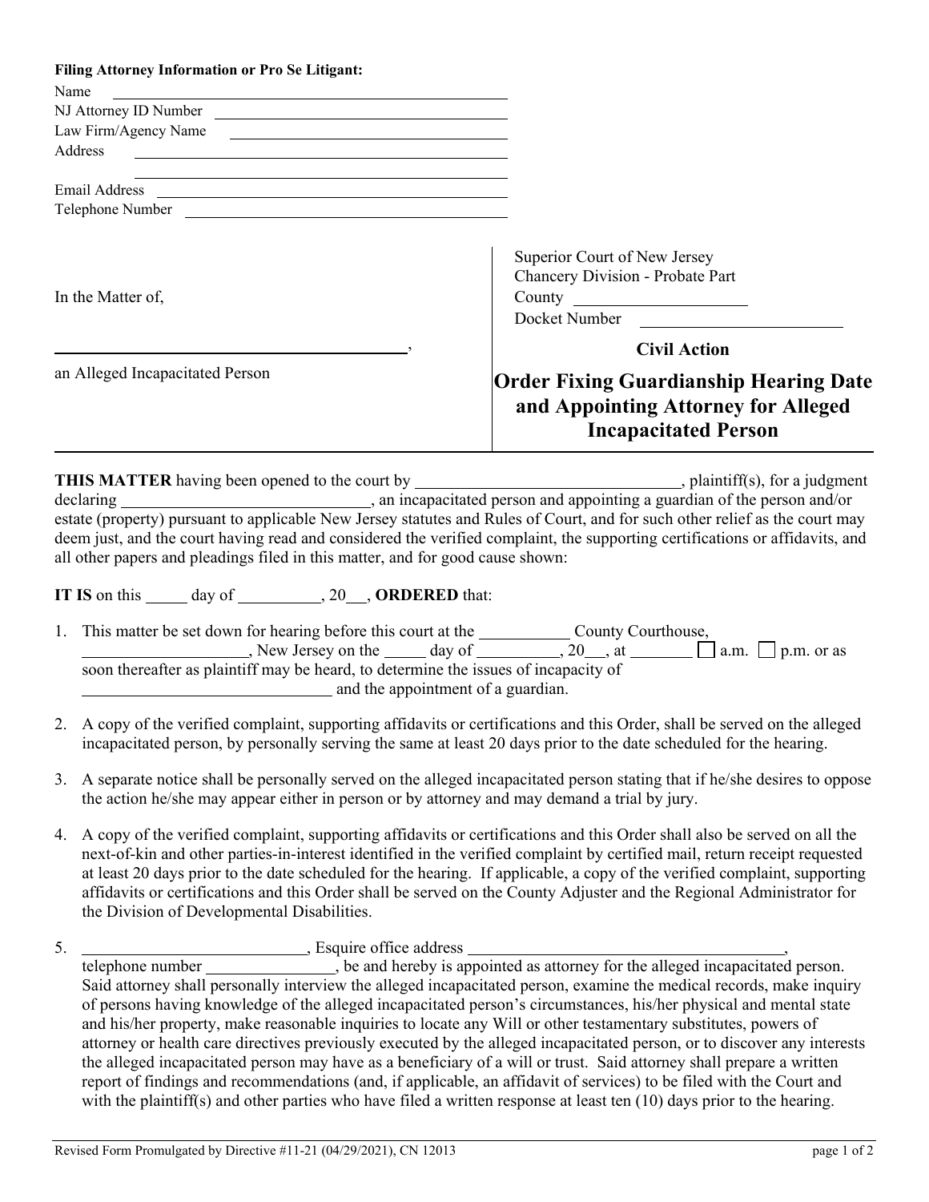**Filing Attorney Information or Pro Se Litigant:**

Name \_\_\_\_\_\_\_\_\_\_\_\_\_\_\_\_\_\_\_\_\_\_\_\_\_\_\_\_\_\_\_\_\_\_\_\_\_\_\_\_

NJ Attorney ID Number \_\_\_\_\_\_\_\_\_\_\_\_\_\_\_\_\_\_\_\_\_\_\_\_\_\_\_\_\_\_\_\_\_\_\_\_\_\_\_\_

Law Firm/Agency Name \_\_\_\_\_\_\_\_\_\_\_\_\_\_\_\_\_\_\_\_\_\_\_\_\_\_\_\_\_\_\_\_\_\_\_\_\_\_\_\_

Address \_\_\_\_\_\_\_\_\_\_\_\_\_\_\_\_\_\_\_\_\_\_\_\_\_\_\_\_\_\_\_\_\_\_\_\_\_\_\_\_

\_\_\_\_\_\_\_\_\_\_\_\_\_\_\_\_\_\_\_\_\_\_\_\_\_\_\_\_\_\_\_\_\_\_\_\_\_\_\_\_

Email Address \_\_\_\_\_\_\_\_\_\_\_\_\_\_\_\_\_\_\_\_\_\_\_\_\_\_\_\_\_\_\_\_\_\_\_\_\_\_\_\_

Telephone Number \_\_\_\_\_\_\_\_\_\_\_\_\_\_\_\_\_\_\_\_\_\_\_\_\_\_\_\_\_\_\_\_\_\_\_\_\_\_\_\_

| | |
|---|---|
| In the Matter of,<br><br>\_\_\_\_\_\_\_\_\_\_\_\_\_\_\_\_\_\_\_\_\_\_\_\_\_\_\_\_\_\_\_\_\_\_\_\_,<br><br>an Alleged Incapacitated Person | Superior Court of New Jersey<br>Chancery Division - Probate Part<br>County \_\_\_\_\_\_\_\_\_\_\_\_\_\_\_\_\_\_\_\_<br>Docket Number \_\_\_\_\_\_\_\_\_\_\_\_\_\_\_\_\_\_\_\_<br><br>**Civil Action**<br><br>**Order Fixing Guardianship Hearing Date and Appointing Attorney for Alleged Incapacitated Person** |

**THIS MATTER** having been opened to the court by \_\_\_\_\_\_\_\_\_\_\_\_\_\_\_\_\_\_\_\_\_\_\_\_\_\_\_\_\_\_\_\_, plaintiff(s), for a judgment declaring \_\_\_\_\_\_\_\_\_\_\_\_\_\_\_\_\_\_\_\_\_\_\_\_\_\_\_\_\_\_, an incapacitated person and appointing a guardian of the person and/or estate (property) pursuant to applicable New Jersey statutes and Rules of Court, and for such other relief as the court may deem just, and the court having read and considered the verified complaint, the supporting certifications or affidavits, and all other papers and pleadings filed in this matter, and for good cause shown:

**IT IS** on this \_\_\_\_\_ day of \_\_\_\_\_\_\_\_\_\_, 20\_\_, **ORDERED** that:

1. This matter be set down for hearing before this court at the \_\_\_\_\_\_\_\_\_\_\_ County Courthouse, \_\_\_\_\_\_\_\_\_\_\_\_\_\_\_\_\_\_\_\_, New Jersey on the \_\_\_\_\_ day of \_\_\_\_\_\_\_\_\_\_, 20\_\_, at \_\_\_\_\_\_\_\_ ☐ a.m. ☐ p.m. or as soon thereafter as plaintiff may be heard, to determine the issues of incapacity of \_\_\_\_\_\_\_\_\_\_\_\_\_\_\_\_\_\_\_\_\_\_\_\_\_\_\_\_\_\_ and the appointment of a guardian.

2. A copy of the verified complaint, supporting affidavits or certifications and this Order, shall be served on the alleged incapacitated person, by personally serving the same at least 20 days prior to the date scheduled for the hearing.

3. A separate notice shall be personally served on the alleged incapacitated person stating that if he/she desires to oppose the action he/she may appear either in person or by attorney and may demand a trial by jury.

4. A copy of the verified complaint, supporting affidavits or certifications and this Order shall also be served on all the next-of-kin and other parties-in-interest identified in the verified complaint by certified mail, return receipt requested at least 20 days prior to the date scheduled for the hearing. If applicable, a copy of the verified complaint, supporting affidavits or certifications and this Order shall be served on the County Adjuster and the Regional Administrator for the Division of Developmental Disabilities.

5. \_\_\_\_\_\_\_\_\_\_\_\_\_\_\_\_\_\_\_\_\_\_\_\_\_\_\_, Esquire office address \_\_\_\_\_\_\_\_\_\_\_\_\_\_\_\_\_\_\_\_\_\_\_\_\_\_\_\_\_\_\_\_\_\_\_\_\_\_, telephone number \_\_\_\_\_\_\_\_\_\_\_\_\_\_\_\_, be and hereby is appointed as attorney for the alleged incapacitated person. Said attorney shall personally interview the alleged incapacitated person, examine the medical records, make inquiry of persons having knowledge of the alleged incapacitated person's circumstances, his/her physical and mental state and his/her property, make reasonable inquiries to locate any Will or other testamentary substitutes, powers of attorney or health care directives previously executed by the alleged incapacitated person, or to discover any interests the alleged incapacitated person may have as a beneficiary of a will or trust. Said attorney shall prepare a written report of findings and recommendations (and, if applicable, an affidavit of services) to be filed with the Court and with the plaintiff(s) and other parties who have filed a written response at least ten (10) days prior to the hearing.

Revised Form Promulgated by Directive #11-21 (04/29/2021), CN 12013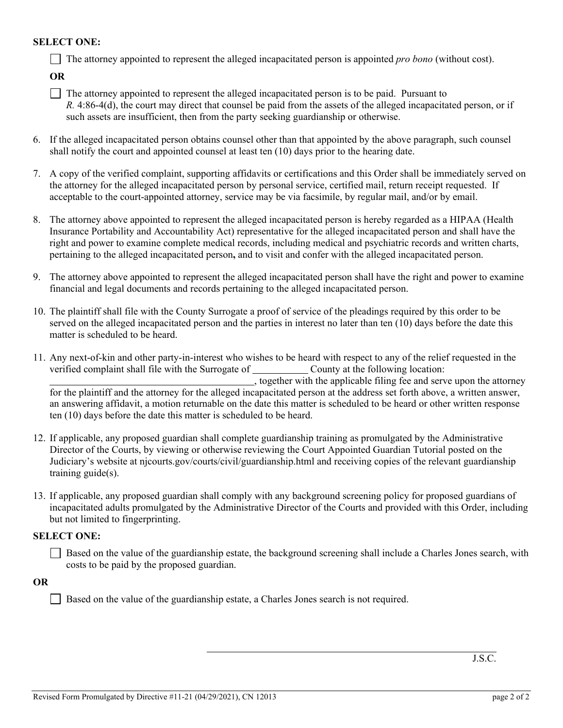**SELECT ONE:**

☐ The attorney appointed to represent the alleged incapacitated person is appointed *pro bono* (without cost).

**OR**

☐ The attorney appointed to represent the alleged incapacitated person is to be paid. Pursuant to *R.* 4:86-4(d), the court may direct that counsel be paid from the assets of the alleged incapacitated person, or if such assets are insufficient, then from the party seeking guardianship or otherwise.

6. If the alleged incapacitated person obtains counsel other than that appointed by the above paragraph, such counsel shall notify the court and appointed counsel at least ten (10) days prior to the hearing date.

7. A copy of the verified complaint, supporting affidavits or certifications and this Order shall be immediately served on the attorney for the alleged incapacitated person by personal service, certified mail, return receipt requested. If acceptable to the court-appointed attorney, service may be via facsimile, by regular mail, and/or by email.

8. The attorney above appointed to represent the alleged incapacitated person is hereby regarded as a HIPAA (Health Insurance Portability and Accountability Act) representative for the alleged incapacitated person and shall have the right and power to examine complete medical records, including medical and psychiatric records and written charts, pertaining to the alleged incapacitated person**,** and to visit and confer with the alleged incapacitated person.

9. The attorney above appointed to represent the alleged incapacitated person shall have the right and power to examine financial and legal documents and records pertaining to the alleged incapacitated person.

10. The plaintiff shall file with the County Surrogate a proof of service of the pleadings required by this order to be served on the alleged incapacitated person and the parties in interest no later than ten (10) days before the date this matter is scheduled to be heard.

11. Any next-of-kin and other party-in-interest who wishes to be heard with respect to any of the relief requested in the verified complaint shall file with the Surrogate of ___________ County at the following location: ________________________________________, together with the applicable filing fee and serve upon the attorney for the plaintiff and the attorney for the alleged incapacitated person at the address set forth above, a written answer, an answering affidavit, a motion returnable on the date this matter is scheduled to be heard or other written response ten (10) days before the date this matter is scheduled to be heard.

12. If applicable, any proposed guardian shall complete guardianship training as promulgated by the Administrative Director of the Courts, by viewing or otherwise reviewing the Court Appointed Guardian Tutorial posted on the Judiciary's website at njcourts.gov/courts/civil/guardianship.html and receiving copies of the relevant guardianship training guide(s).

13. If applicable, any proposed guardian shall comply with any background screening policy for proposed guardians of incapacitated adults promulgated by the Administrative Director of the Courts and provided with this Order, including but not limited to fingerprinting.

**SELECT ONE:**

☐ Based on the value of the guardianship estate, the background screening shall include a Charles Jones search, with costs to be paid by the proposed guardian.

**OR**

☐ Based on the value of the guardianship estate, a Charles Jones search is not required.

______________________________________________

J.S.C.

Revised Form Promulgated by Directive #11-21 (04/29/2021), CN 12013